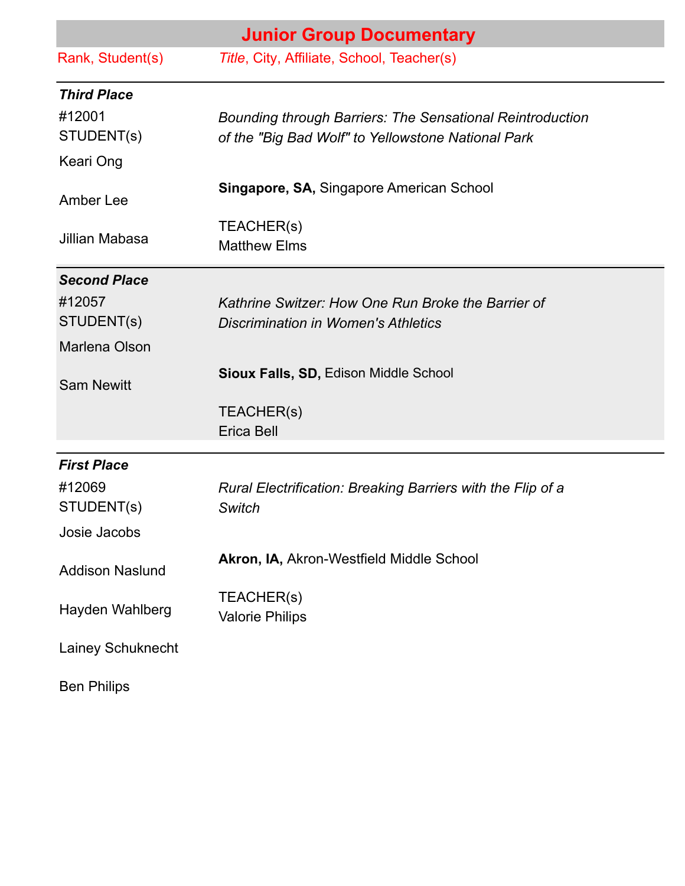# Junior Group Documentary

| Rank, Student(s) | *Title*, City, Affiliate, School, Teacher(s) |
| --- | --- |
| ***Third Place*** | |
| #12001<br>STUDENT(s)<br>Keari Ong<br>Amber Lee<br>Jillian Mabasa | *Bounding through Barriers: The Sensational Reintroduction of the "Big Bad Wolf" to Yellowstone National Park*<br>**Singapore, SA,** Singapore American School<br>TEACHER(s)<br>Matthew Elms |
| ***Second Place*** | |
| #12057<br>STUDENT(s)<br>Marlena Olson<br>Sam Newitt | *Kathrine Switzer: How One Run Broke the Barrier of Discrimination in Women's Athletics*<br>**Sioux Falls, SD,** Edison Middle School<br>TEACHER(s)<br>Erica Bell |
| ***First Place*** | |
| #12069<br>STUDENT(s)<br>Josie Jacobs<br>Addison Naslund<br>Hayden Wahlberg<br>Lainey Schuknecht<br>Ben Philips | *Rural Electrification: Breaking Barriers with the Flip of a Switch*<br>**Akron, IA,** Akron-Westfield Middle School<br>TEACHER(s)<br>Valorie Philips |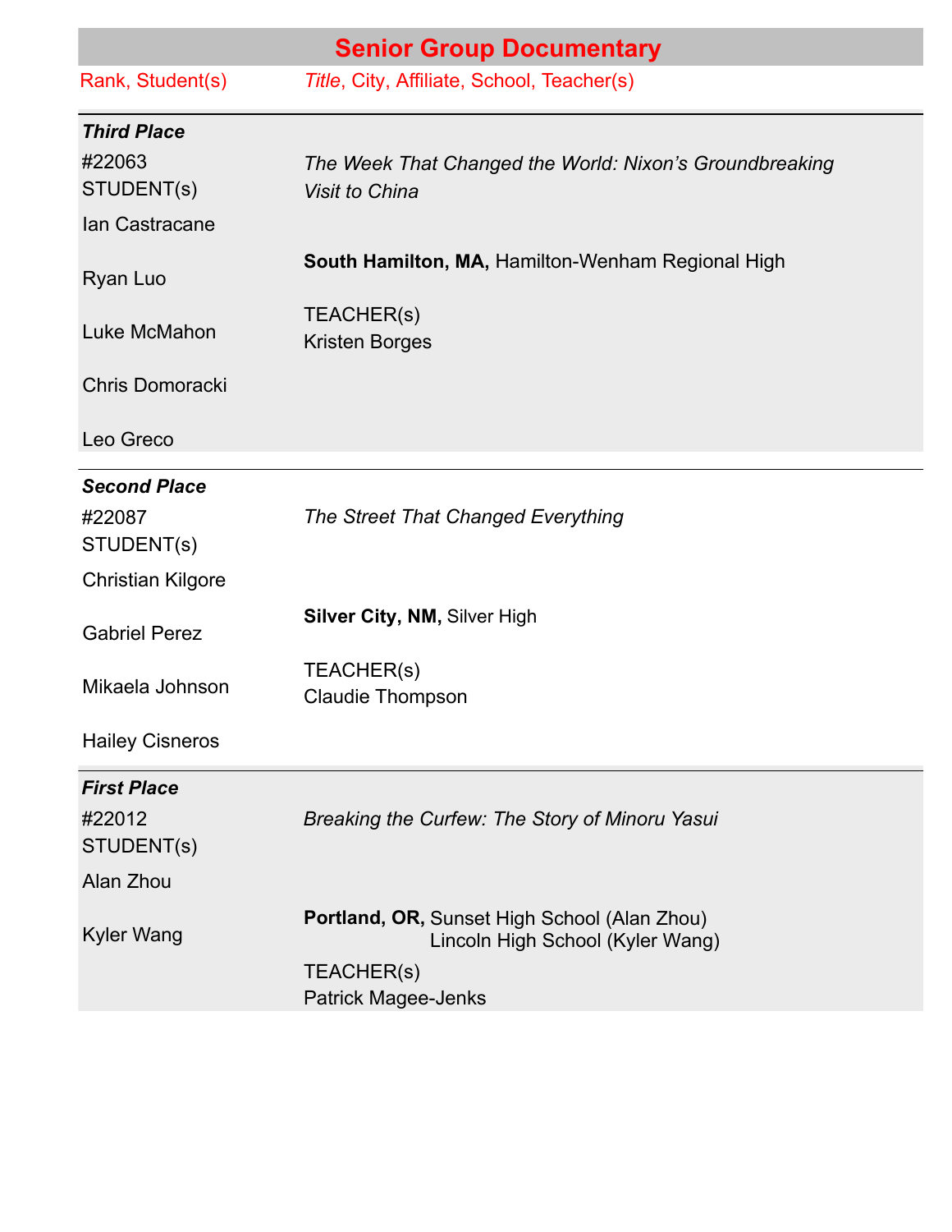# Senior Group Documentary

| Rank, Student(s) | *Title*, City, Affiliate, School, Teacher(s) |
|---|---|
| ***Third Place*** | |
| #22063 STUDENT(s) | *The Week That Changed the World: Nixon's Groundbreaking Visit to China* |
| Ian Castracane<br>Ryan Luo<br>Luke McMahon<br>Chris Domoracki<br>Leo Greco | **South Hamilton, MA,** Hamilton-Wenham Regional High<br>TEACHER(s)<br>Kristen Borges |
| ***Second Place*** | |
| #22087 STUDENT(s) | *The Street That Changed Everything* |
| Christian Kilgore<br>Gabriel Perez<br>Mikaela Johnson<br>Hailey Cisneros | **Silver City, NM,** Silver High<br>TEACHER(s)<br>Claudie Thompson |
| ***First Place*** | |
| #22012 STUDENT(s) | *Breaking the Curfew: The Story of Minoru Yasui* |
| Alan Zhou<br>Kyler Wang | **Portland, OR,** Sunset High School (Alan Zhou)<br>Lincoln High School (Kyler Wang)<br>TEACHER(s)<br>Patrick Magee-Jenks |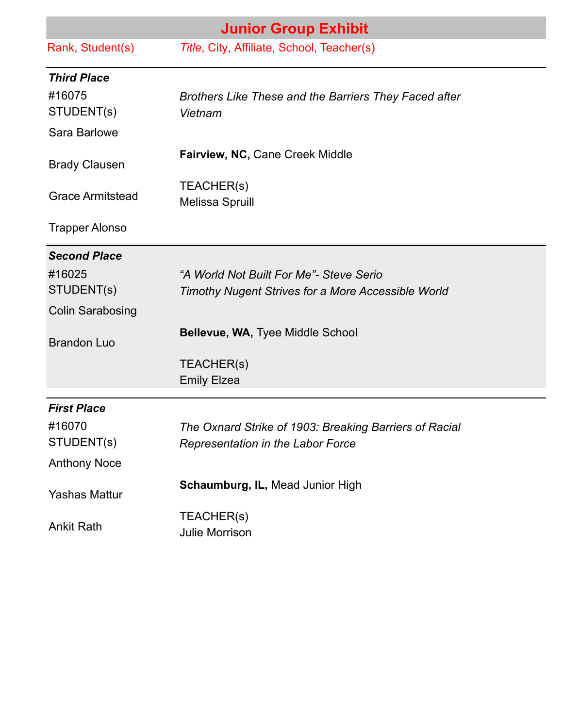## Junior Group Exhibit

| Rank, Student(s) | *Title*, City, Affiliate, School, Teacher(s) |
|---|---|
| ***Third Place*** | |
| #16075<br>STUDENT(s)<br>Sara Barlowe<br>Brady Clausen<br>Grace Armitstead<br>Trapper Alonso | *Brothers Like These and the Barriers They Faced after Vietnam*<br>**Fairview, NC,** Cane Creek Middle<br>TEACHER(s)<br>Melissa Spruill |
| ***Second Place*** | |
| #16025<br>STUDENT(s)<br>Colin Sarabosing<br>Brandon Luo | *"A World Not Built For Me"- Steve Serio Timothy Nugent Strives for a More Accessible World*<br>**Bellevue, WA,** Tyee Middle School<br>TEACHER(s)<br>Emily Elzea |
| ***First Place*** | |
| #16070<br>STUDENT(s)<br>Anthony Noce<br>Yashas Mattur<br>Ankit Rath | *The Oxnard Strike of 1903: Breaking Barriers of Racial Representation in the Labor Force*<br>**Schaumburg, IL,** Mead Junior High<br>TEACHER(s)<br>Julie Morrison |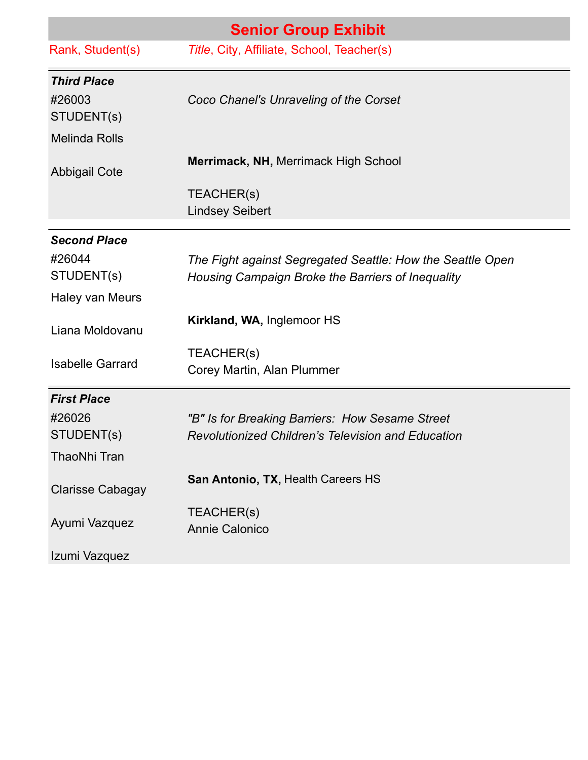## Senior Group Exhibit

| Rank, Student(s) | *Title*, City, Affiliate, School, Teacher(s) |
|---|---|
| ***Third Place*** | |
| #26003<br>STUDENT(s)<br>Melinda Rolls<br>Abbigail Cote | *Coco Chanel's Unraveling of the Corset*<br>**Merrimack, NH,** Merrimack High School<br>TEACHER(s)<br>Lindsey Seibert |
| ***Second Place*** | |
| #26044<br>STUDENT(s)<br>Haley van Meurs<br>Liana Moldovanu<br>Isabelle Garrard | *The Fight against Segregated Seattle: How the Seattle Open Housing Campaign Broke the Barriers of Inequality*<br>**Kirkland, WA,** Inglemoor HS<br>TEACHER(s)<br>Corey Martin, Alan Plummer |
| ***First Place*** | |
| #26026<br>STUDENT(s)<br>ThaoNhi Tran<br>Clarisse Cabagay<br>Ayumi Vazquez<br>Izumi Vazquez | *"B" Is for Breaking Barriers: How Sesame Street Revolutionized Children's Television and Education*<br>**San Antonio, TX,** Health Careers HS<br>TEACHER(s)<br>Annie Calonico |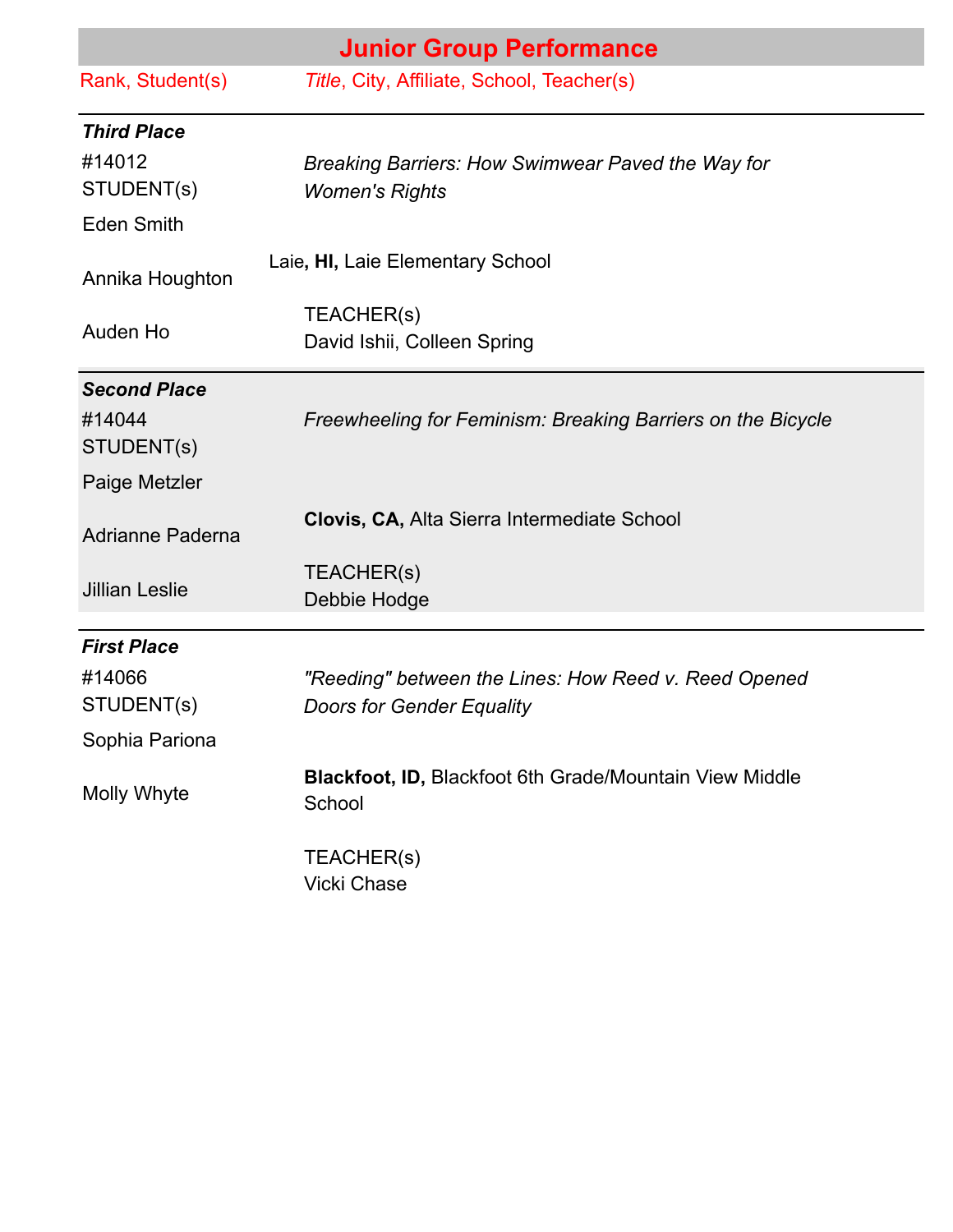# Junior Group Performance

| Rank, Student(s) | *Title*, City, Affiliate, School, Teacher(s) |
|---|---|
| ***Third Place*** | |
| #14012<br>STUDENT(s)<br>Eden Smith<br>Annika Houghton<br>Auden Ho | *Breaking Barriers: How Swimwear Paved the Way for Women's Rights*<br>Laie**, HI,** Laie Elementary School<br>TEACHER(s)<br>David Ishii, Colleen Spring |
| ***Second Place*** | |
| #14044<br>STUDENT(s)<br>Paige Metzler<br>Adrianne Paderna<br>Jillian Leslie | *Freewheeling for Feminism: Breaking Barriers on the Bicycle*<br>**Clovis, CA,** Alta Sierra Intermediate School<br>TEACHER(s)<br>Debbie Hodge |
| ***First Place*** | |
| #14066<br>STUDENT(s)<br>Sophia Pariona<br>Molly Whyte | *"Reeding" between the Lines: How Reed v. Reed Opened Doors for Gender Equality*<br>**Blackfoot, ID,** Blackfoot 6th Grade/Mountain View Middle School<br>TEACHER(s)<br>Vicki Chase |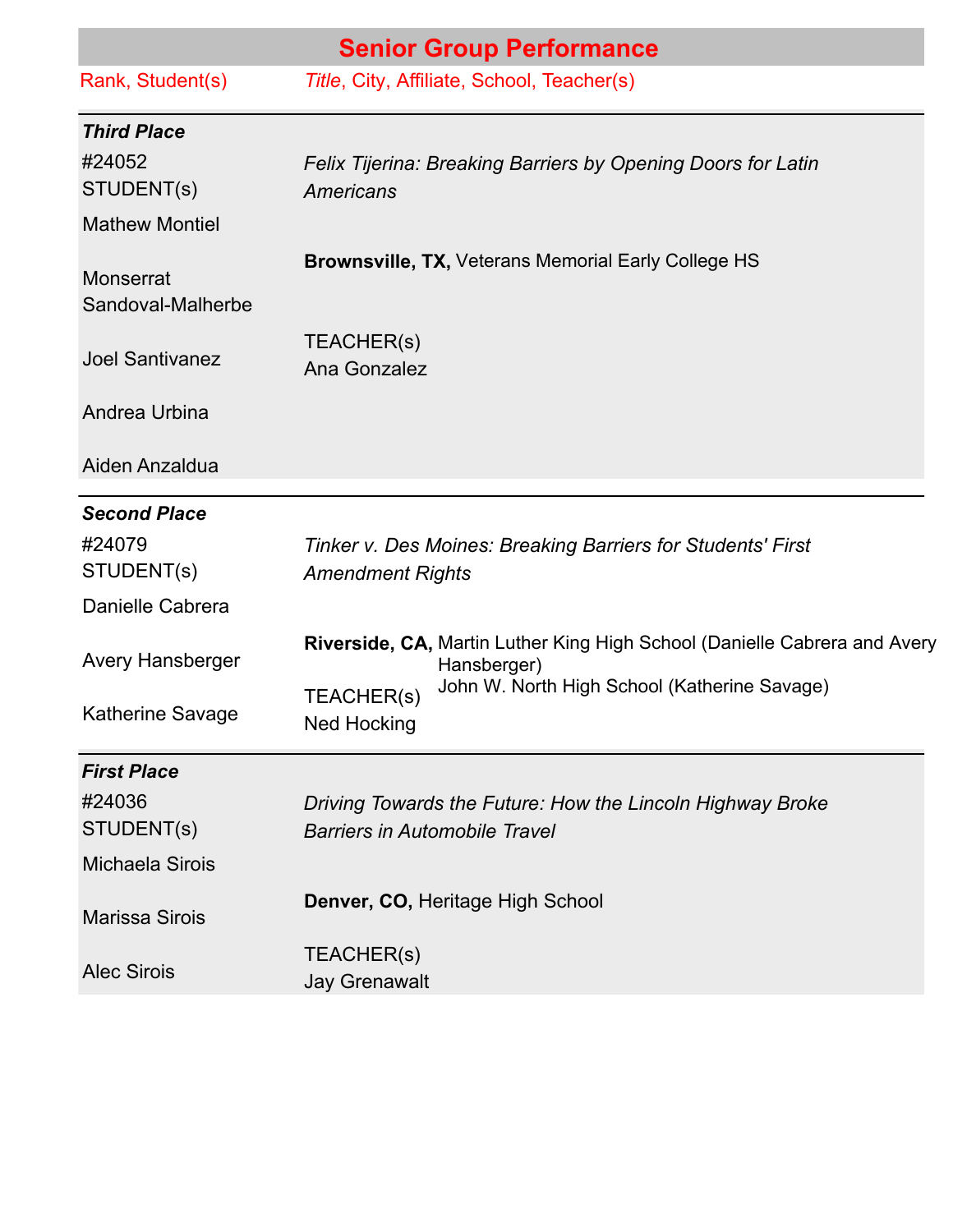## Senior Group Performance

| Rank, Student(s) | *Title*, City, Affiliate, School, Teacher(s) |
| --- | --- |
| ***Third Place*** | |
| #24052<br>STUDENT(s)<br>Mathew Montiel<br>Monserrat Sandoval-Malherbe<br>Joel Santivanez<br>Andrea Urbina<br>Aiden Anzaldua | *Felix Tijerina: Breaking Barriers by Opening Doors for Latin Americans*<br>**Brownsville, TX,** Veterans Memorial Early College HS<br>TEACHER(s)<br>Ana Gonzalez |
| ***Second Place*** | |
| #24079<br>STUDENT(s)<br>Danielle Cabrera<br>Avery Hansberger<br>Katherine Savage | *Tinker v. Des Moines: Breaking Barriers for Students' First Amendment Rights*<br>**Riverside, CA,** Martin Luther King High School (Danielle Cabrera and Avery Hansberger)<br>John W. North High School (Katherine Savage)<br>TEACHER(s)<br>Ned Hocking |
| ***First Place*** | |
| #24036<br>STUDENT(s)<br>Michaela Sirois<br>Marissa Sirois<br>Alec Sirois | *Driving Towards the Future: How the Lincoln Highway Broke Barriers in Automobile Travel*<br>**Denver, CO,** Heritage High School<br>TEACHER(s)<br>Jay Grenawalt |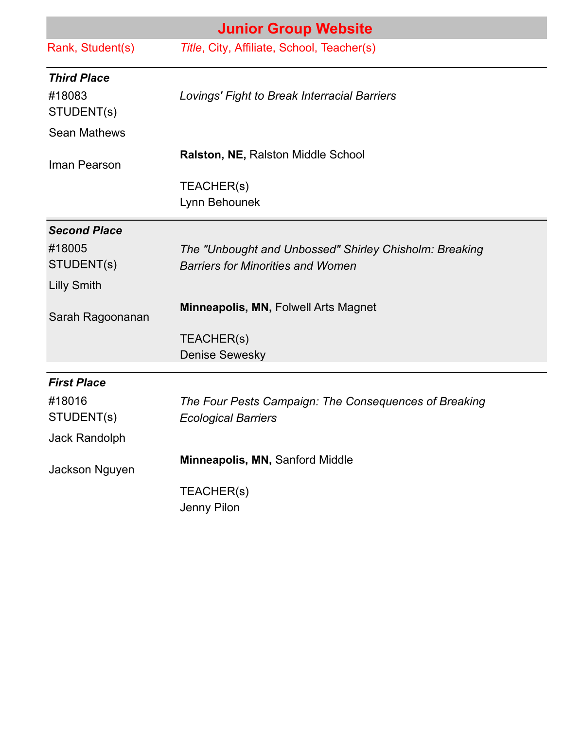# Junior Group Website

| Rank, Student(s) | *Title*, City, Affiliate, School, Teacher(s) |
|---|---|
| ***Third Place*** | |
| #18083 | *Lovings' Fight to Break Interracial Barriers* |
| STUDENT(s) | |
| Sean Mathews | |
| Iman Pearson | **Ralston, NE,** Ralston Middle School |
| | TEACHER(s) |
| | Lynn Behounek |
| ***Second Place*** | |
| #18005 | *The "Unbought and Unbossed" Shirley Chisholm: Breaking Barriers for Minorities and Women* |
| STUDENT(s) | |
| Lilly Smith | |
| Sarah Ragoonanan | **Minneapolis, MN,** Folwell Arts Magnet |
| | TEACHER(s) |
| | Denise Sewesky |
| ***First Place*** | |
| #18016 | *The Four Pests Campaign: The Consequences of Breaking Ecological Barriers* |
| STUDENT(s) | |
| Jack Randolph | |
| Jackson Nguyen | **Minneapolis, MN,** Sanford Middle |
| | TEACHER(s) |
| | Jenny Pilon |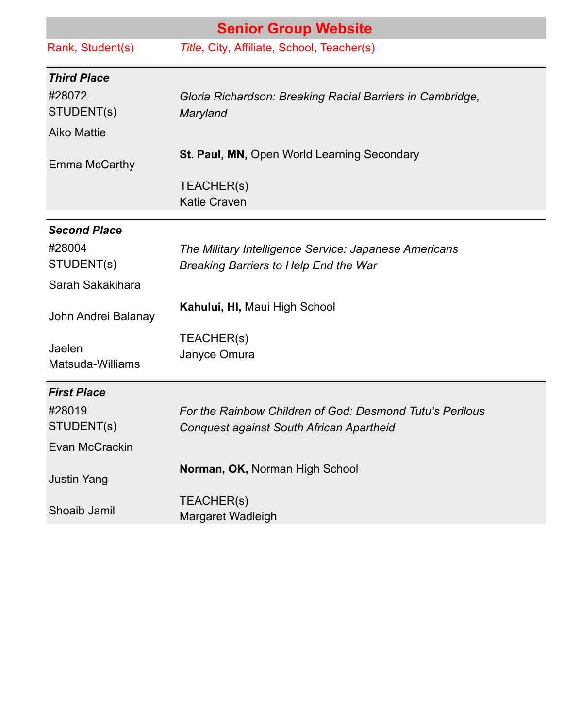## Senior Group Website

| Rank, Student(s) | *Title*, City, Affiliate, School, Teacher(s) |
|---|---|
| ***Third Place*** | |
| #28072<br>STUDENT(s)<br>Aiko Mattie<br>Emma McCarthy | *Gloria Richardson: Breaking Racial Barriers in Cambridge, Maryland*<br>**St. Paul, MN,** Open World Learning Secondary<br>TEACHER(s)<br>Katie Craven |
| ***Second Place*** | |
| #28004<br>STUDENT(s)<br>Sarah Sakakihara<br>John Andrei Balanay<br>Jaelen Matsuda-Williams | *The Military Intelligence Service: Japanese Americans Breaking Barriers to Help End the War*<br>**Kahului, HI,** Maui High School<br>TEACHER(s)<br>Janyce Omura |
| ***First Place*** | |
| #28019<br>STUDENT(s)<br>Evan McCrackin<br>Justin Yang<br>Shoaib Jamil | *For the Rainbow Children of God: Desmond Tutu's Perilous Conquest against South African Apartheid*<br>**Norman, OK,** Norman High School<br>TEACHER(s)<br>Margaret Wadleigh |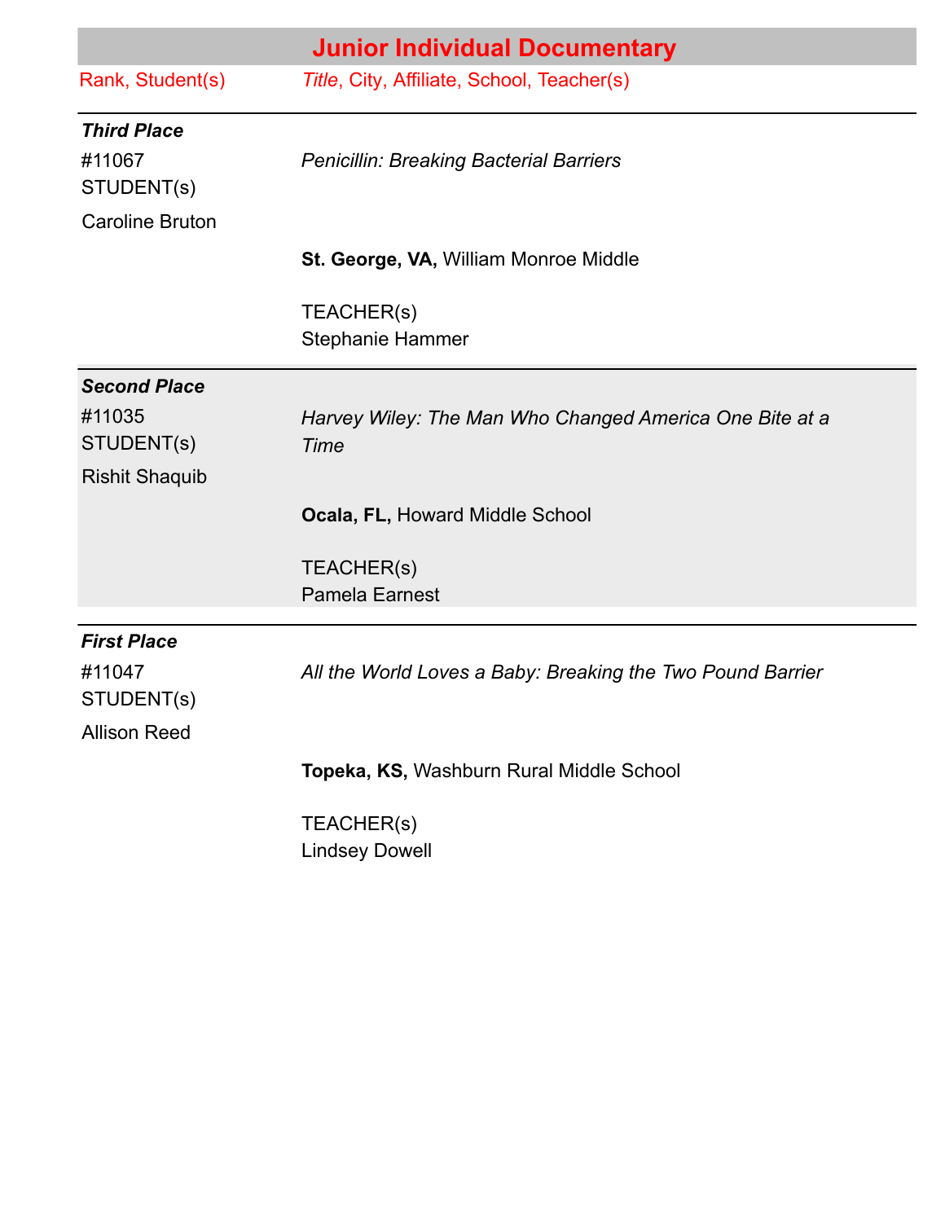# Junior Individual Documentary

| Rank, Student(s) | *Title*, City, Affiliate, School, Teacher(s) |
|---|---|
| ***Third Place*** | |
| #11067<br>STUDENT(s)<br>Caroline Bruton | *Penicillin: Breaking Bacterial Barriers*<br><br>**St. George, VA,** William Monroe Middle<br><br>TEACHER(s)<br>Stephanie Hammer |
| ***Second Place*** | |
| #11035<br>STUDENT(s)<br>Rishit Shaquib | *Harvey Wiley: The Man Who Changed America One Bite at a Time*<br><br>**Ocala, FL,** Howard Middle School<br><br>TEACHER(s)<br>Pamela Earnest |
| ***First Place*** | |
| #11047<br>STUDENT(s)<br>Allison Reed | *All the World Loves a Baby: Breaking the Two Pound Barrier*<br><br>**Topeka, KS,** Washburn Rural Middle School<br><br>TEACHER(s)<br>Lindsey Dowell |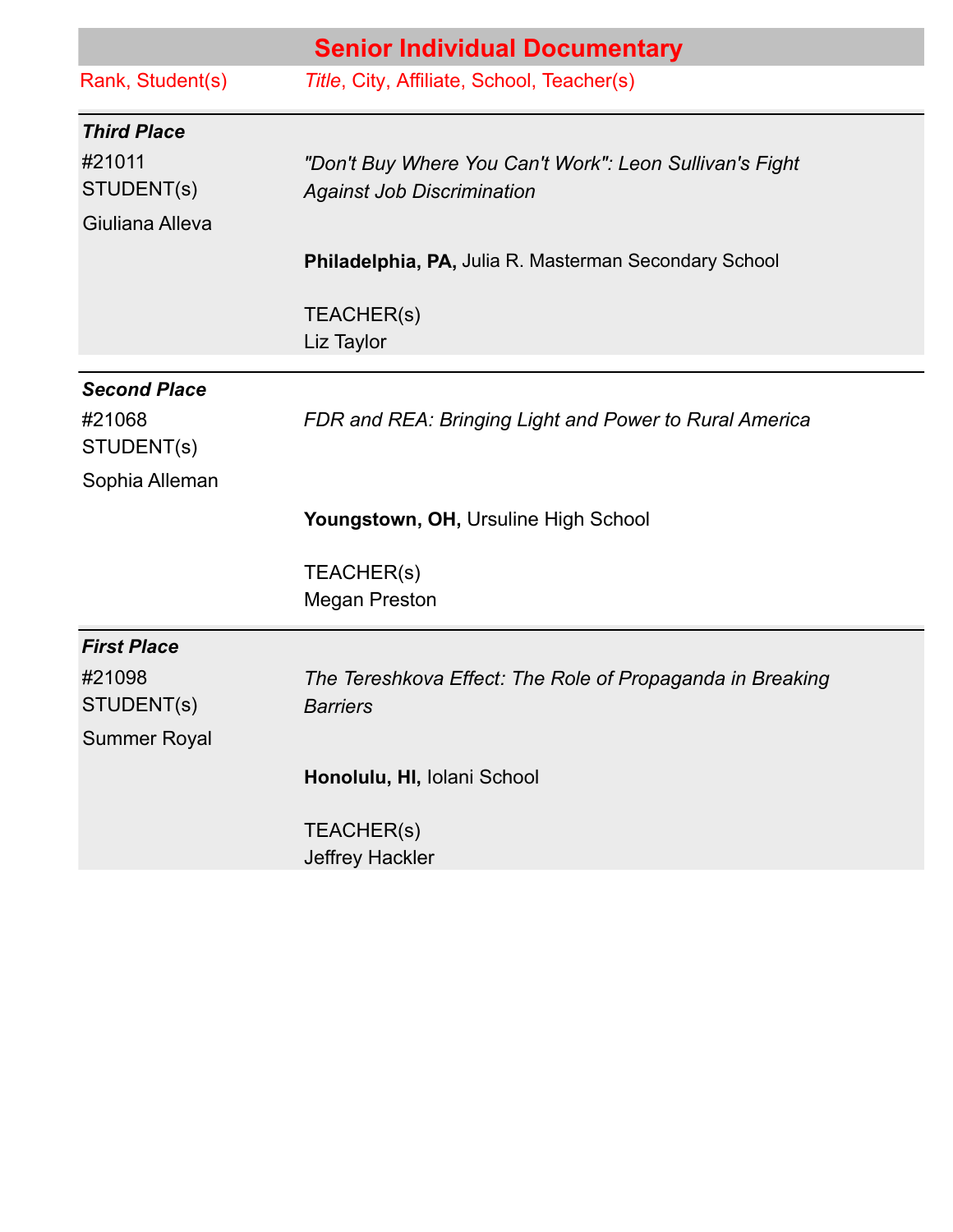## Senior Individual Documentary

| Rank, Student(s) | *Title*, City, Affiliate, School, Teacher(s) |
| --- | --- |
| ***Third Place*** | |
| #21011<br>STUDENT(s)<br>Giuliana Alleva | *"Don't Buy Where You Can't Work": Leon Sullivan's Fight Against Job Discrimination*<br><br>**Philadelphia, PA,** Julia R. Masterman Secondary School<br><br>TEACHER(s)<br>Liz Taylor |
| ***Second Place*** | |
| #21068<br>STUDENT(s)<br>Sophia Alleman | *FDR and REA: Bringing Light and Power to Rural America*<br><br>**Youngstown, OH,** Ursuline High School<br><br>TEACHER(s)<br>Megan Preston |
| ***First Place*** | |
| #21098<br>STUDENT(s)<br>Summer Royal | *The Tereshkova Effect: The Role of Propaganda in Breaking Barriers*<br><br>**Honolulu, HI,** Iolani School<br><br>TEACHER(s)<br>Jeffrey Hackler |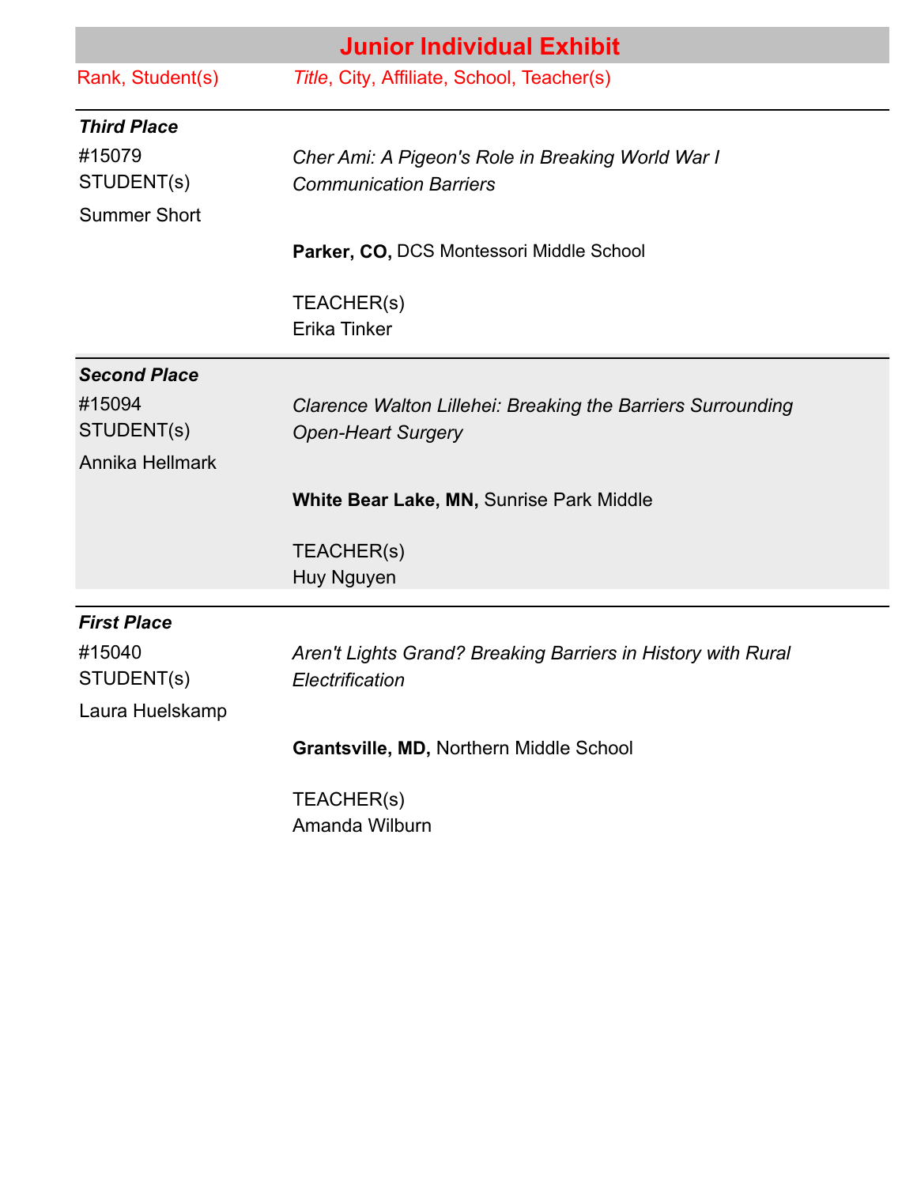## Junior Individual Exhibit

| Rank, Student(s) | *Title*, City, Affiliate, School, Teacher(s) |
|---|---|
| ***Third Place*** | |
| #15079<br>STUDENT(s)<br>Summer Short | *Cher Ami: A Pigeon's Role in Breaking World War I Communication Barriers*<br><br>**Parker, CO,** DCS Montessori Middle School<br><br>TEACHER(s)<br>Erika Tinker |
| ***Second Place*** | |
| #15094<br>STUDENT(s)<br>Annika Hellmark | *Clarence Walton Lillehei: Breaking the Barriers Surrounding Open-Heart Surgery*<br><br>**White Bear Lake, MN,** Sunrise Park Middle<br><br>TEACHER(s)<br>Huy Nguyen |
| ***First Place*** | |
| #15040<br>STUDENT(s)<br>Laura Huelskamp | *Aren't Lights Grand? Breaking Barriers in History with Rural Electrification*<br><br>**Grantsville, MD,** Northern Middle School<br><br>TEACHER(s)<br>Amanda Wilburn |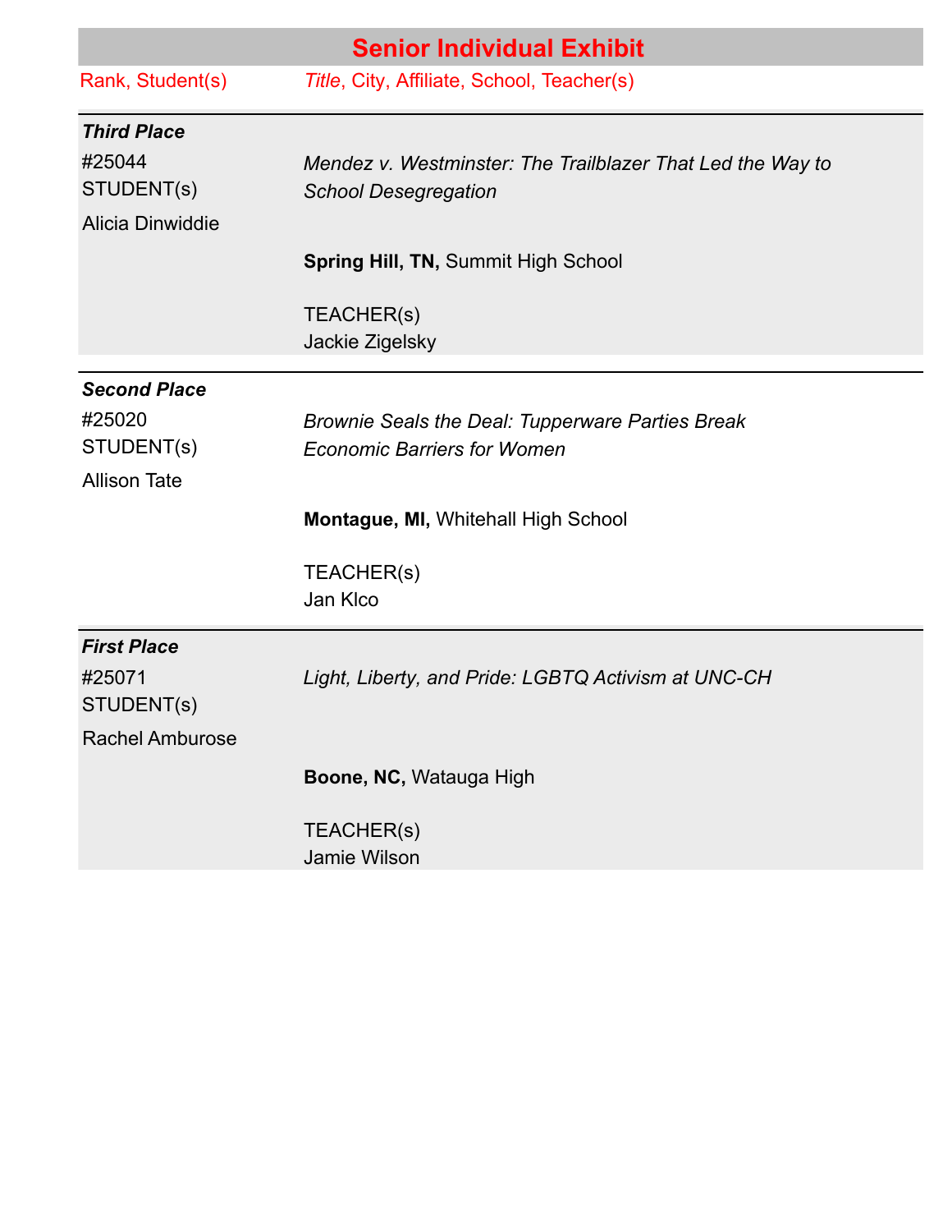## Senior Individual Exhibit

| Rank, Student(s) | *Title*, City, Affiliate, School, Teacher(s) |
|---|---|
| ***Third Place***<br>#25044<br>STUDENT(s)<br>Alicia Dinwiddie | *Mendez v. Westminster: The Trailblazer That Led the Way to School Desegregation*<br><br>**Spring Hill, TN,** Summit High School<br><br>TEACHER(s)<br>Jackie Zigelsky |
| ***Second Place***<br>#25020<br>STUDENT(s)<br>Allison Tate | *Brownie Seals the Deal: Tupperware Parties Break Economic Barriers for Women*<br><br>**Montague, MI,** Whitehall High School<br><br>TEACHER(s)<br>Jan Klco |
| ***First Place***<br>#25071<br>STUDENT(s)<br>Rachel Amburose | *Light, Liberty, and Pride: LGBTQ Activism at UNC-CH*<br><br>**Boone, NC,** Watauga High<br><br>TEACHER(s)<br>Jamie Wilson |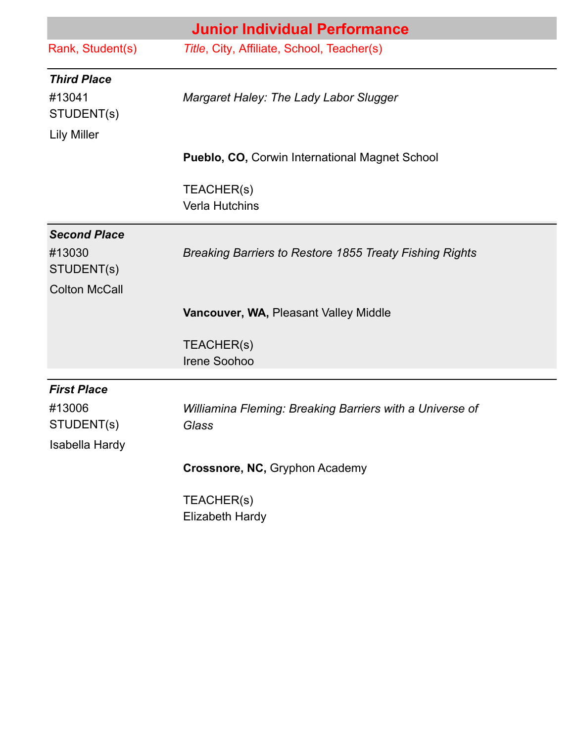## Junior Individual Performance

| Rank, Student(s) | *Title*, City, Affiliate, School, Teacher(s) |
|---|---|
| ***Third Place*** <br> #13041 <br> STUDENT(s) <br> Lily Miller | *Margaret Haley: The Lady Labor Slugger* <br><br> **Pueblo, CO,** Corwin International Magnet School <br><br> TEACHER(s) <br> Verla Hutchins |
| ***Second Place*** <br> #13030 <br> STUDENT(s) <br> Colton McCall | *Breaking Barriers to Restore 1855 Treaty Fishing Rights* <br><br> **Vancouver, WA,** Pleasant Valley Middle <br><br> TEACHER(s) <br> Irene Soohoo |
| ***First Place*** <br> #13006 <br> STUDENT(s) <br> Isabella Hardy | *Williamina Fleming: Breaking Barriers with a Universe of Glass* <br><br> **Crossnore, NC,** Gryphon Academy <br><br> TEACHER(s) <br> Elizabeth Hardy |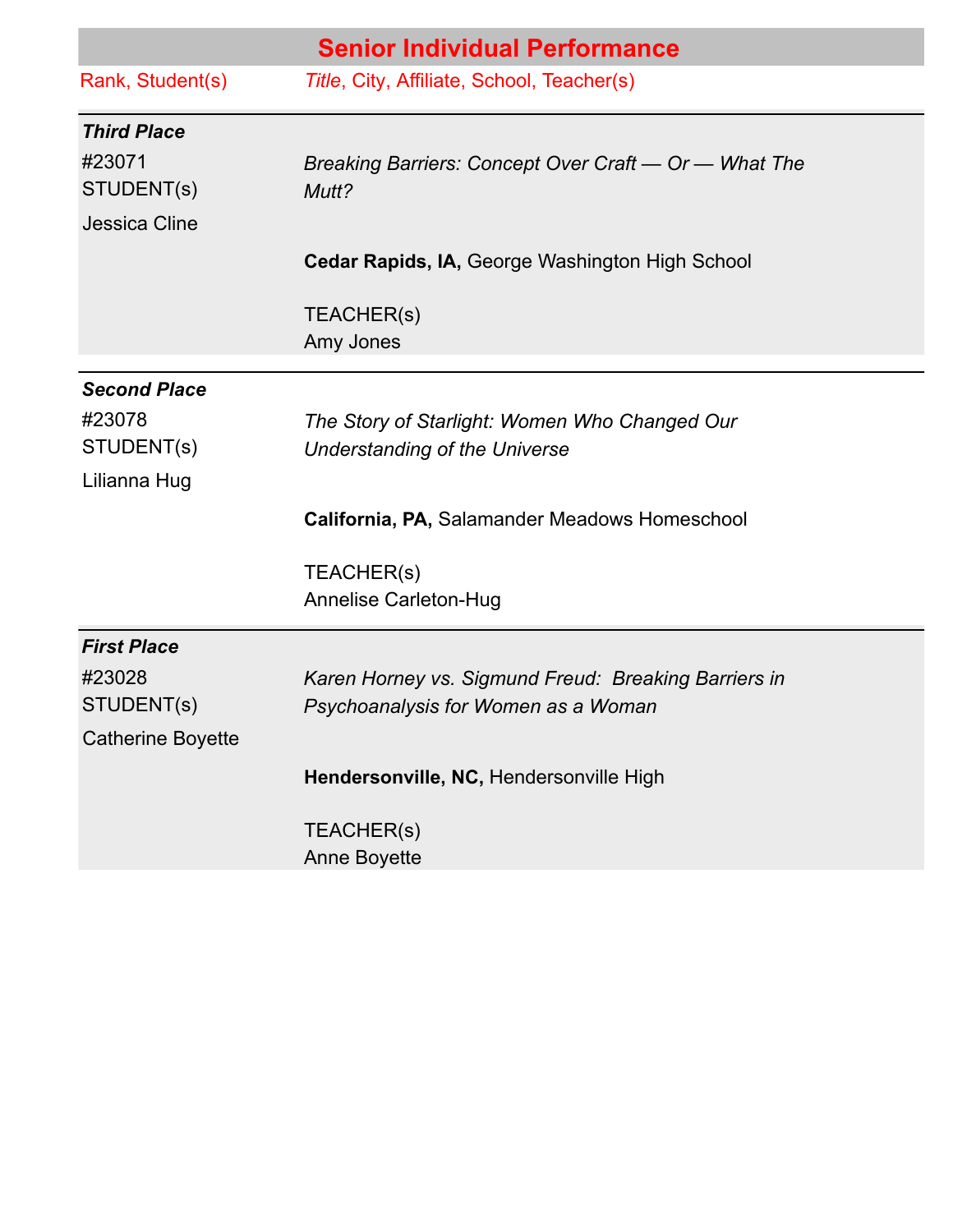## Senior Individual Performance

| Rank, Student(s) | *Title*, City, Affiliate, School, Teacher(s) |
|---|---|
| ***Third Place*** | |
| #23071<br>STUDENT(s)<br>Jessica Cline | *Breaking Barriers: Concept Over Craft — Or — What The Mutt?*<br><br>**Cedar Rapids, IA,** George Washington High School<br><br>TEACHER(s)<br>Amy Jones |
| ***Second Place*** | |
| #23078<br>STUDENT(s)<br>Lilianna Hug | *The Story of Starlight: Women Who Changed Our Understanding of the Universe*<br><br>**California, PA,** Salamander Meadows Homeschool<br><br>TEACHER(s)<br>Annelise Carleton-Hug |
| ***First Place*** | |
| #23028<br>STUDENT(s)<br>Catherine Boyette | *Karen Horney vs. Sigmund Freud: Breaking Barriers in Psychoanalysis for Women as a Woman*<br><br>**Hendersonville, NC,** Hendersonville High<br><br>TEACHER(s)<br>Anne Boyette |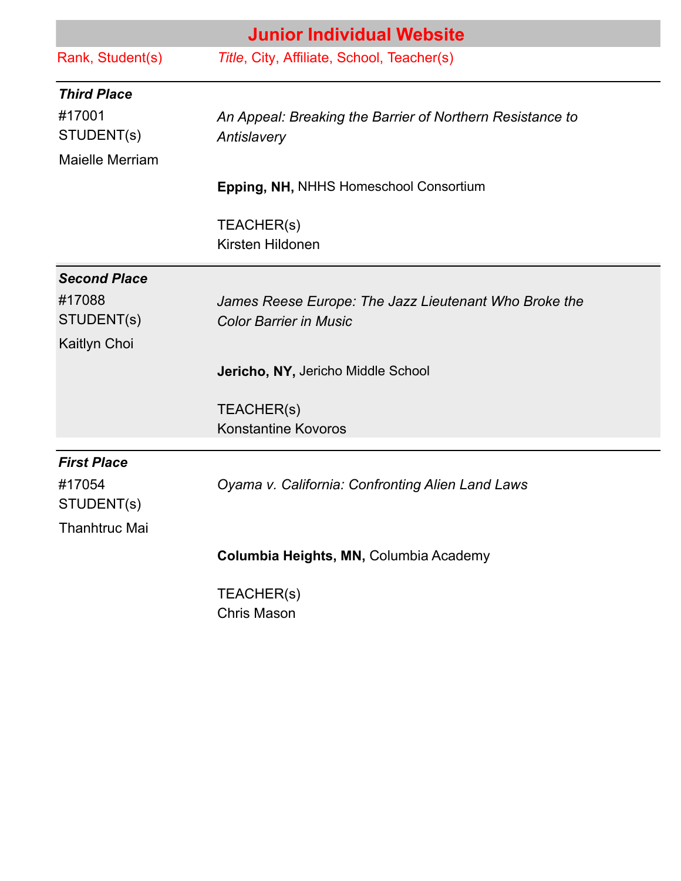## Junior Individual Website

| Rank, Student(s) | *Title*, City, Affiliate, School, Teacher(s) |
|---|---|
| ***Third Place***<br>#17001<br>STUDENT(s)<br>Maielle Merriam | *An Appeal: Breaking the Barrier of Northern Resistance to Antislavery*<br><br>**Epping, NH,** NHHS Homeschool Consortium<br><br>TEACHER(s)<br>Kirsten Hildonen |
| ***Second Place***<br>#17088<br>STUDENT(s)<br>Kaitlyn Choi | *James Reese Europe: The Jazz Lieutenant Who Broke the Color Barrier in Music*<br><br>**Jericho, NY,** Jericho Middle School<br><br>TEACHER(s)<br>Konstantine Kovoros |
| ***First Place***<br>#17054<br>STUDENT(s)<br>Thanhtruc Mai | *Oyama v. California: Confronting Alien Land Laws*<br><br>**Columbia Heights, MN,** Columbia Academy<br><br>TEACHER(s)<br>Chris Mason |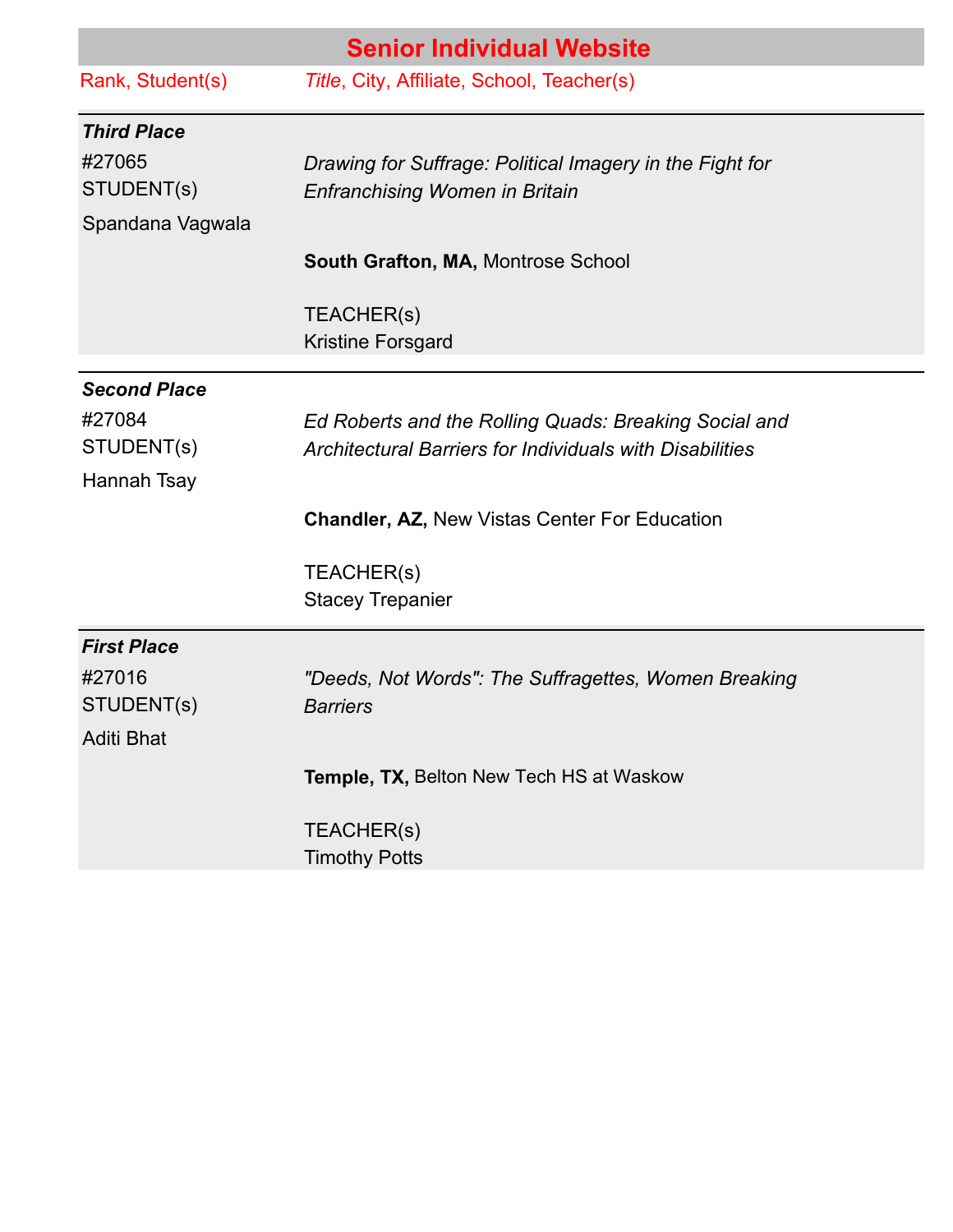## Senior Individual Website

| Rank, Student(s) | *Title*, City, Affiliate, School, Teacher(s) |
|---|---|
| ***Third Place*** | |
| #27065<br>STUDENT(s)<br>Spandana Vagwala | *Drawing for Suffrage: Political Imagery in the Fight for Enfranchising Women in Britain*<br><br>**South Grafton, MA,** Montrose School<br><br>TEACHER(s)<br>Kristine Forsgard |
| ***Second Place*** | |
| #27084<br>STUDENT(s)<br>Hannah Tsay | *Ed Roberts and the Rolling Quads: Breaking Social and Architectural Barriers for Individuals with Disabilities*<br><br>**Chandler, AZ,** New Vistas Center For Education<br><br>TEACHER(s)<br>Stacey Trepanier |
| ***First Place*** | |
| #27016<br>STUDENT(s)<br>Aditi Bhat | *"Deeds, Not Words": The Suffragettes, Women Breaking Barriers*<br><br>**Temple, TX,** Belton New Tech HS at Waskow<br><br>TEACHER(s)<br>Timothy Potts |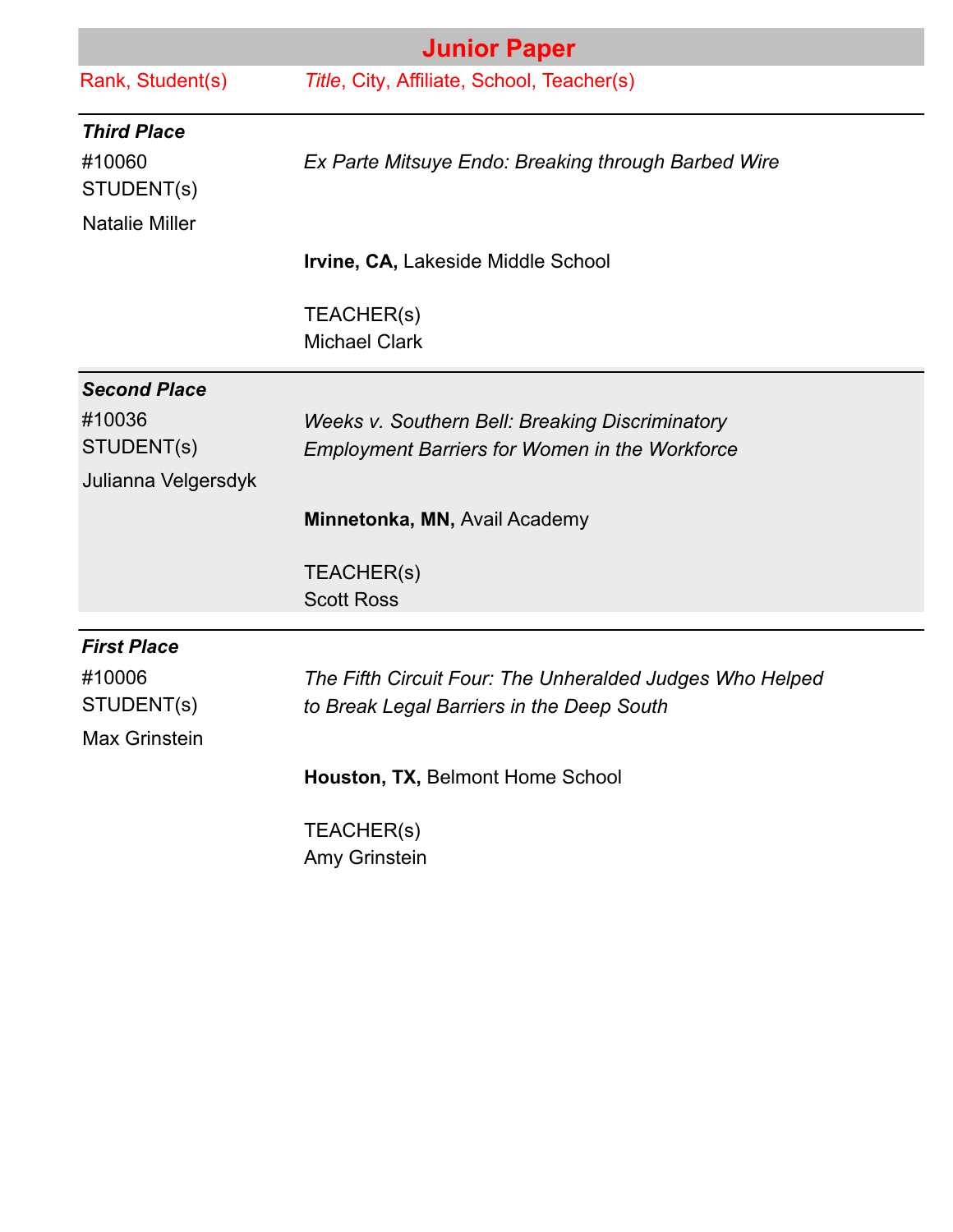## Junior Paper

| Rank, Student(s) | *Title*, City, Affiliate, School, Teacher(s) |
|---|---|
| ***Third Place*** | |
| #10060<br>STUDENT(s)<br>Natalie Miller | *Ex Parte Mitsuye Endo: Breaking through Barbed Wire*<br><br>**Irvine, CA,** Lakeside Middle School<br><br>TEACHER(s)<br>Michael Clark |
| ***Second Place*** | |
| #10036<br>STUDENT(s)<br>Julianna Velgersdyk | *Weeks v. Southern Bell: Breaking Discriminatory Employment Barriers for Women in the Workforce*<br><br>**Minnetonka, MN,** Avail Academy<br><br>TEACHER(s)<br>Scott Ross |
| ***First Place*** | |
| #10006<br>STUDENT(s)<br>Max Grinstein | *The Fifth Circuit Four: The Unheralded Judges Who Helped to Break Legal Barriers in the Deep South*<br><br>**Houston, TX,** Belmont Home School<br><br>TEACHER(s)<br>Amy Grinstein |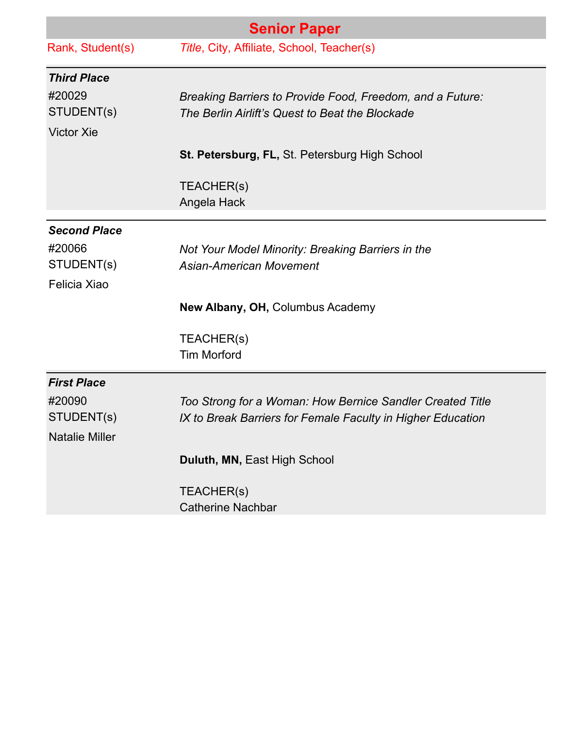## Senior Paper

| Rank, Student(s) | *Title*, City, Affiliate, School, Teacher(s) |
| --- | --- |
| ***Third Place*** | |
| #20029<br>STUDENT(s)<br>Victor Xie | *Breaking Barriers to Provide Food, Freedom, and a Future: The Berlin Airlift's Quest to Beat the Blockade*<br><br>**St. Petersburg, FL,** St. Petersburg High School<br><br>TEACHER(s)<br>Angela Hack |
| ***Second Place*** | |
| #20066<br>STUDENT(s)<br>Felicia Xiao | *Not Your Model Minority: Breaking Barriers in the Asian-American Movement*<br><br>**New Albany, OH,** Columbus Academy<br><br>TEACHER(s)<br>Tim Morford |
| ***First Place*** | |
| #20090<br>STUDENT(s)<br>Natalie Miller | *Too Strong for a Woman: How Bernice Sandler Created Title IX to Break Barriers for Female Faculty in Higher Education*<br><br>**Duluth, MN,** East High School<br><br>TEACHER(s)<br>Catherine Nachbar |